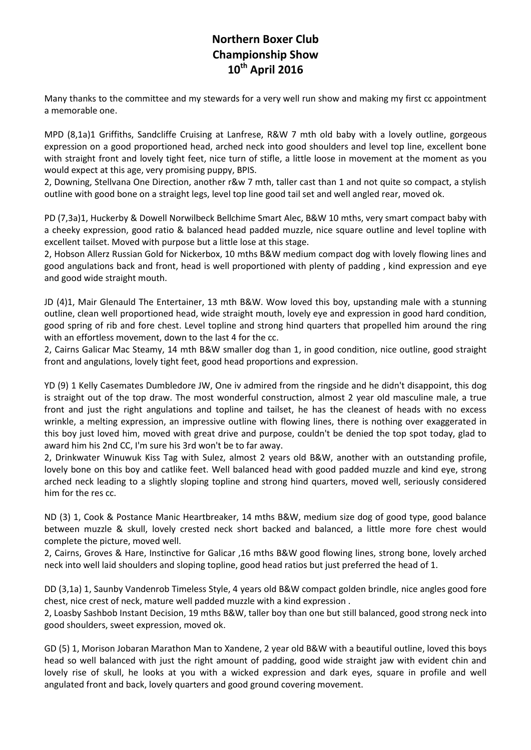# Northern Boxer Club Championship Show 10th April 2016

Many thanks to the committee and my stewards for a very well run show and making my first cc appointment a memorable one.

MPD (8,1a)1 Griffiths, Sandcliffe Cruising at Lanfrese, R&W 7 mth old baby with a lovely outline, gorgeous expression on a good proportioned head, arched neck into good shoulders and level top line, excellent bone with straight front and lovely tight feet, nice turn of stifle, a little loose in movement at the moment as you would expect at this age, very promising puppy, BPIS.

2, Downing, Stellvana One Direction, another r&w 7 mth, taller cast than 1 and not quite so compact, a stylish outline with good bone on a straight legs, level top line good tail set and well angled rear, moved ok.

PD (7,3a)1, Huckerby & Dowell Norwilbeck Bellchime Smart Alec, B&W 10 mths, very smart compact baby with a cheeky expression, good ratio & balanced head padded muzzle, nice square outline and level topline with excellent tailset. Moved with purpose but a little lose at this stage.

2, Hobson Allerz Russian Gold for Nickerbox, 10 mths B&W medium compact dog with lovely flowing lines and good angulations back and front, head is well proportioned with plenty of padding , kind expression and eye and good wide straight mouth.

JD (4)1, Mair Glenauld The Entertainer, 13 mth B&W. Wow loved this boy, upstanding male with a stunning outline, clean well proportioned head, wide straight mouth, lovely eye and expression in good hard condition, good spring of rib and fore chest. Level topline and strong hind quarters that propelled him around the ring with an effortless movement, down to the last 4 for the cc.

2, Cairns Galicar Mac Steamy, 14 mth B&W smaller dog than 1, in good condition, nice outline, good straight front and angulations, lovely tight feet, good head proportions and expression.

YD (9) 1 Kelly Casemates Dumbledore JW, One iv admired from the ringside and he didn't disappoint, this dog is straight out of the top draw. The most wonderful construction, almost 2 year old masculine male, a true front and just the right angulations and topline and tailset, he has the cleanest of heads with no excess wrinkle, a melting expression, an impressive outline with flowing lines, there is nothing over exaggerated in this boy just loved him, moved with great drive and purpose, couldn't be denied the top spot today, glad to award him his 2nd CC, I'm sure his 3rd won't be to far away.

2, Drinkwater Winuwuk Kiss Tag with Sulez, almost 2 years old B&W, another with an outstanding profile, lovely bone on this boy and catlike feet. Well balanced head with good padded muzzle and kind eye, strong arched neck leading to a slightly sloping topline and strong hind quarters, moved well, seriously considered him for the res cc.

ND (3) 1, Cook & Postance Manic Heartbreaker, 14 mths B&W, medium size dog of good type, good balance between muzzle & skull, lovely crested neck short backed and balanced, a little more fore chest would complete the picture, moved well.

2, Cairns, Groves & Hare, Instinctive for Galicar ,16 mths B&W good flowing lines, strong bone, lovely arched neck into well laid shoulders and sloping topline, good head ratios but just preferred the head of 1.

DD (3,1a) 1, Saunby Vandenrob Timeless Style, 4 years old B&W compact golden brindle, nice angles good fore chest, nice crest of neck, mature well padded muzzle with a kind expression .

2, Loasby Sashbob Instant Decision, 19 mths B&W, taller boy than one but still balanced, good strong neck into good shoulders, sweet expression, moved ok.

GD (5) 1, Morison Jobaran Marathon Man to Xandene, 2 year old B&W with a beautiful outline, loved this boys head so well balanced with just the right amount of padding, good wide straight jaw with evident chin and lovely rise of skull, he looks at you with a wicked expression and dark eyes, square in profile and well angulated front and back, lovely quarters and good ground covering movement.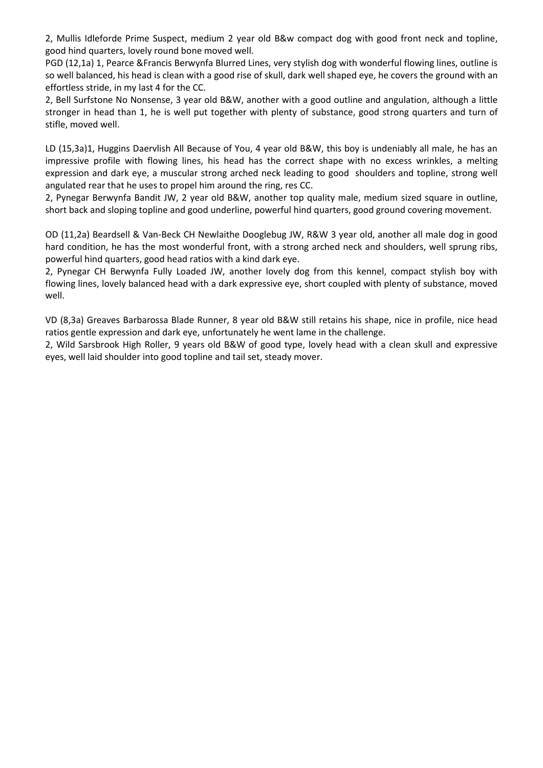2, Mullis Idleforde Prime Suspect, medium 2 year old B&w compact dog with good front neck and topline, good hind quarters, lovely round bone moved well.

PGD (12,1a) 1, Pearce &Francis Berwynfa Blurred Lines, very stylish dog with wonderful flowing lines, outline is so well balanced, his head is clean with a good rise of skull, dark well shaped eye, he covers the ground with an effortless stride, in my last 4 for the CC.

2, Bell Surfstone No Nonsense, 3 year old B&W, another with a good outline and angulation, although a little stronger in head than 1, he is well put together with plenty of substance, good strong quarters and turn of stifle, moved well.

LD (15,3a)1, Huggins Daervlish All Because of You, 4 year old B&W, this boy is undeniably all male, he has an impressive profile with flowing lines, his head has the correct shape with no excess wrinkles, a melting expression and dark eye, a muscular strong arched neck leading to good shoulders and topline, strong well angulated rear that he uses to propel him around the ring, res CC.

2, Pynegar Berwynfa Bandit JW, 2 year old B&W, another top quality male, medium sized square in outline, short back and sloping topline and good underline, powerful hind quarters, good ground covering movement.

OD (11,2a) Beardsell & Van-Beck CH Newlaithe Dooglebug JW, R&W 3 year old, another all male dog in good hard condition, he has the most wonderful front, with a strong arched neck and shoulders, well sprung ribs, powerful hind quarters, good head ratios with a kind dark eye.

2, Pynegar CH Berwynfa Fully Loaded JW, another lovely dog from this kennel, compact stylish boy with flowing lines, lovely balanced head with a dark expressive eye, short coupled with plenty of substance, moved well.

VD (8,3a) Greaves Barbarossa Blade Runner, 8 year old B&W still retains his shape, nice in profile, nice head ratios gentle expression and dark eye, unfortunately he went lame in the challenge.

2, Wild Sarsbrook High Roller, 9 years old B&W of good type, lovely head with a clean skull and expressive eyes, well laid shoulder into good topline and tail set, steady mover.